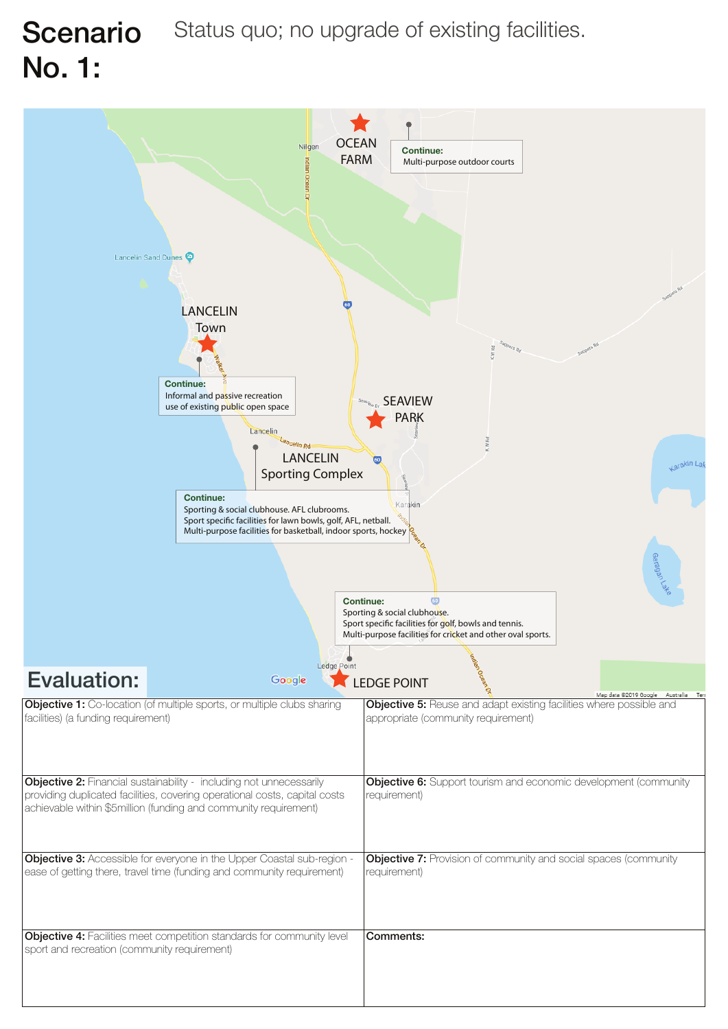# Scenario No. 1:

Status quo; no upgrade of existing facilities.

**OCEAN FARM**

**Continue:**
Multi-purpose outdoor courts

**LANCELIN Town**

**Continue:**
Informal and passive recreation use of existing public open space

**SEAVIEW PARK**

**LANCELIN Sporting Complex**

**Continue:**
Sporting & social clubhouse. AFL clubrooms.
Sport specific facilities for lawn bowls, golf, AFL, netball.
Multi-purpose facilities for basketball, indoor sports, hockey

**LEDGE POINT**

**Continue:**
Sporting & social clubhouse.
Sport specific facilities for golf, bowls and tennis.
Multi-purpose facilities for cricket and other oval sports.

## Evaluation:

| | |
|---|---|
| **Objective 1:** Co-location (of multiple sports, or multiple clubs sharing facilities) (a funding requirement) | **Objective 5:** Reuse and adapt existing facilities where possible and appropriate (community requirement) |
| **Objective 2:** Financial sustainability - including not unnecessarily providing duplicated facilities, covering operational costs, capital costs achievable within $5million (funding and community requirement) | **Objective 6:** Support tourism and economic development (community requirement) |
| **Objective 3:** Accessible for everyone in the Upper Coastal sub-region - ease of getting there, travel time (funding and community requirement) | **Objective 7:** Provision of community and social spaces (community requirement) |
| **Objective 4:** Facilities meet competition standards for community level sport and recreation (community requirement) | **Comments:** |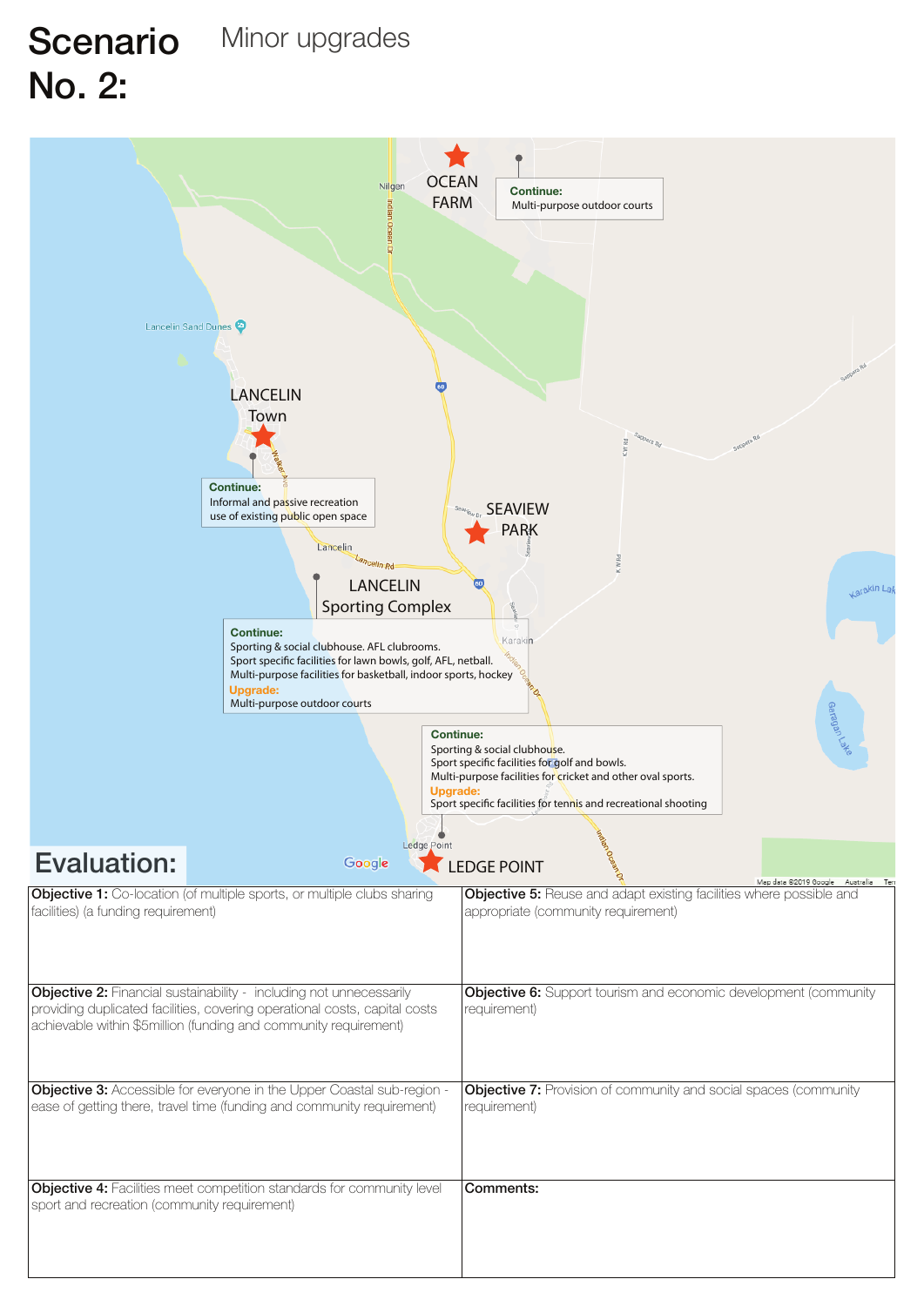# Scenario No. 2: Minor upgrades

**OCEAN FARM**

**Continue:**
Multi-purpose outdoor courts

**LANCELIN Town**

**Continue:**
Informal and passive recreation use of existing public open space

**SEAVIEW PARK**

**LANCELIN Sporting Complex**

**Continue:**
Sporting & social clubhouse. AFL clubrooms.
Sport specific facilities for lawn bowls, golf, AFL, netball.
Multi-purpose facilities for basketball, indoor sports, hockey

**Upgrade:**
Multi-purpose outdoor courts

**LEDGE POINT**

**Continue:**
Sporting & social clubhouse.
Sport specific facilities for golf and bowls.
Multi-purpose facilities for cricket and other oval sports.

**Upgrade:**
Sport specific facilities for tennis and recreational shooting

## Evaluation:

| | |
|---|---|
| **Objective 1:** Co-location (of multiple sports, or multiple clubs sharing facilities) (a funding requirement) | **Objective 5:** Reuse and adapt existing facilities where possible and appropriate (community requirement) |
| **Objective 2:** Financial sustainability - including not unnecessarily providing duplicated facilities, covering operational costs, capital costs achievable within $5million (funding and community requirement) | **Objective 6:** Support tourism and economic development (community requirement) |
| **Objective 3:** Accessible for everyone in the Upper Coastal sub-region - ease of getting there, travel time (funding and community requirement) | **Objective 7:** Provision of community and social spaces (community requirement) |
| **Objective 4:** Facilities meet competition standards for community level sport and recreation (community requirement) | **Comments:** |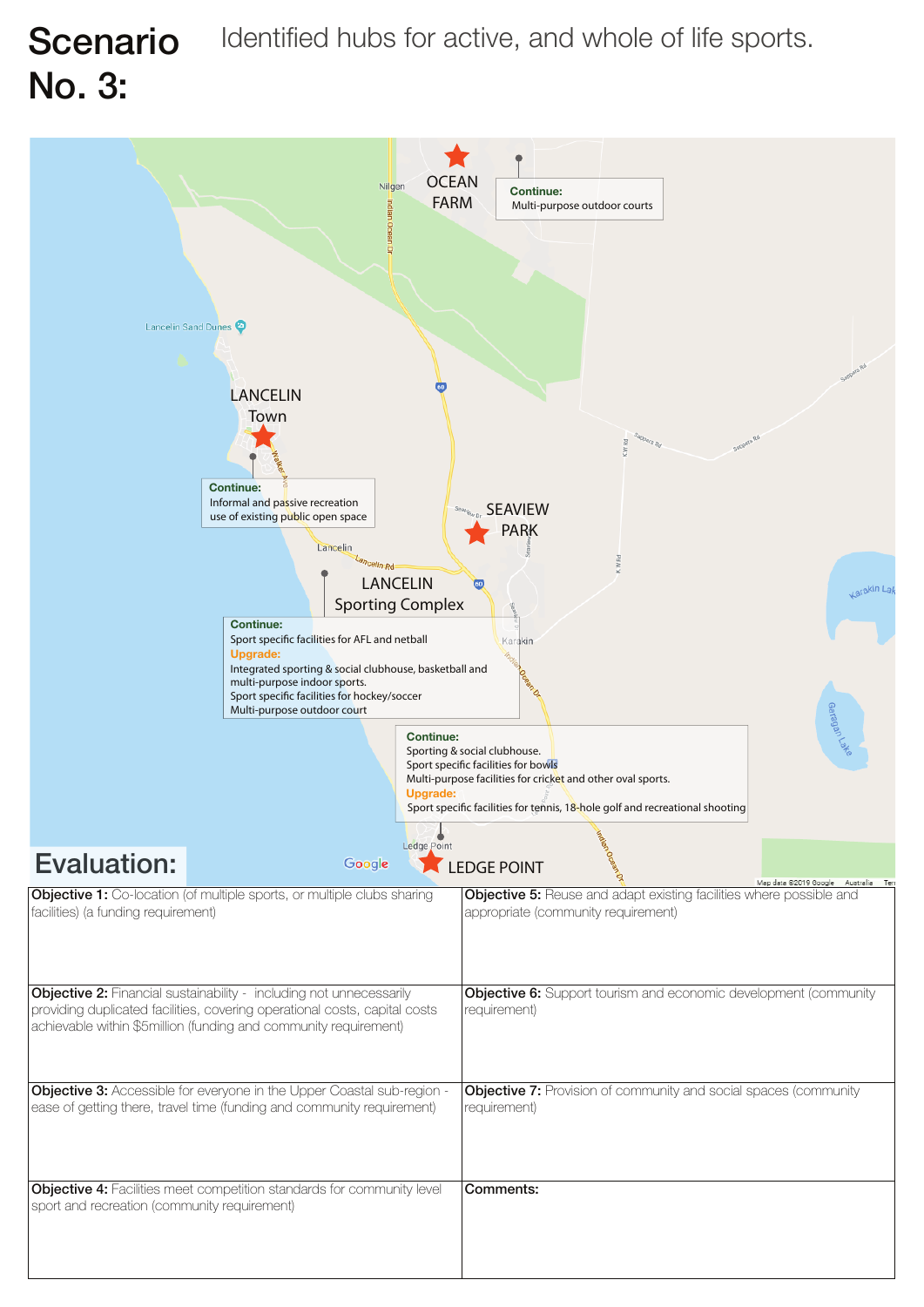# Scenario No. 3:

Identified hubs for active, and whole of life sports.

**OCEAN FARM**

**Continue:**
Multi-purpose outdoor courts

**LANCELIN Town**

**Continue:**
Informal and passive recreation use of existing public open space

**SEAVIEW PARK**

**LANCELIN Sporting Complex**

**Continue:**
Sport specific facilities for AFL and netball

**Upgrade:**
Integrated sporting & social clubhouse, basketball and multi-purpose indoor sports.
Sport specific facilities for hockey/soccer
Multi-purpose outdoor court

**LEDGE POINT**

**Continue:**
Sporting & social clubhouse.
Sport specific facilities for bowls
Multi-purpose facilities for cricket and other oval sports.

**Upgrade:**
Sport specific facilities for tennis, 18-hole golf and recreational shooting

## Evaluation:

| | |
|---|---|
| **Objective 1:** Co-location (of multiple sports, or multiple clubs sharing facilities) (a funding requirement) | **Objective 5:** Reuse and adapt existing facilities where possible and appropriate (community requirement) |
| **Objective 2:** Financial sustainability - including not unnecessarily providing duplicated facilities, covering operational costs, capital costs achievable within $5million (funding and community requirement) | **Objective 6:** Support tourism and economic development (community requirement) |
| **Objective 3:** Accessible for everyone in the Upper Coastal sub-region - ease of getting there, travel time (funding and community requirement) | **Objective 7:** Provision of community and social spaces (community requirement) |
| **Objective 4:** Facilities meet competition standards for community level sport and recreation (community requirement) | **Comments:** |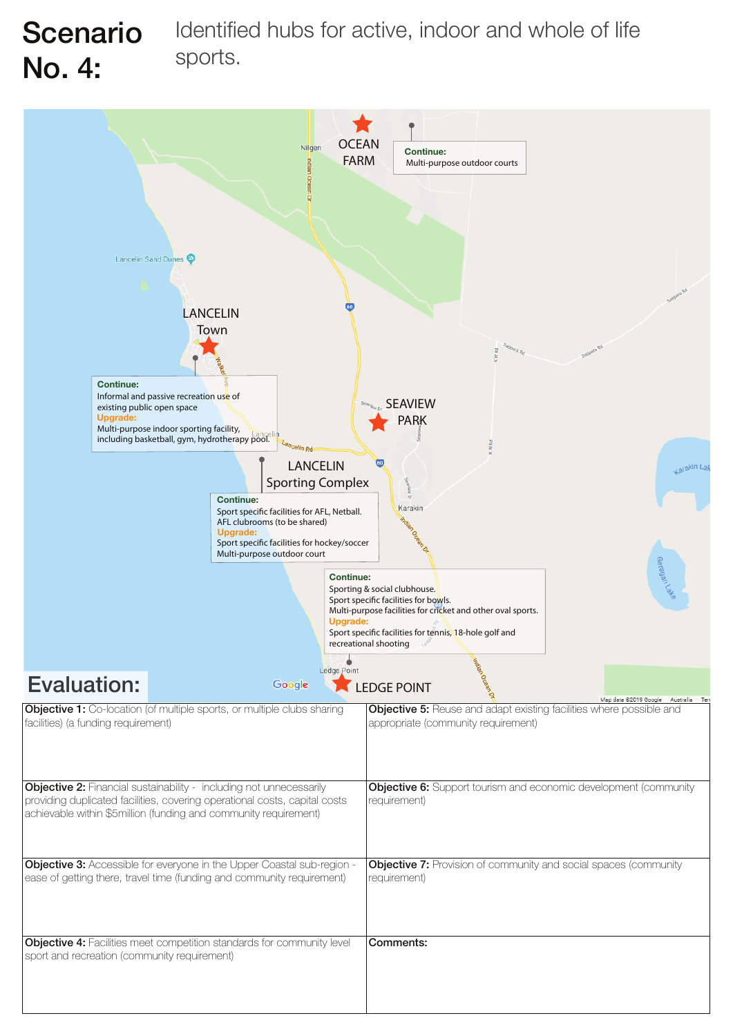# Scenario No. 4:

Identified hubs for active, indoor and whole of life sports.

**OCEAN FARM**

**Continue:**
Multi-purpose outdoor courts

**LANCELIN Town**

**Continue:**
Informal and passive recreation use of existing public open space
**Upgrade:**
Multi-purpose indoor sporting facility, including basketball, gym, hydrotherapy pool.

**SEAVIEW PARK**

**LANCELIN Sporting Complex**

**Continue:**
Sport specific facilities for AFL, Netball. AFL clubrooms (to be shared)
**Upgrade:**
Sport specific facilities for hockey/soccer
Multi-purpose outdoor court

**LEDGE POINT**

**Continue:**
Sporting & social clubhouse.
Sport specific facilities for bowls.
Multi-purpose facilities for cricket and other oval sports.
**Upgrade:**
Sport specific facilities for tennis, 18-hole golf and recreational shooting

## Evaluation:

| | |
|---|---|
| **Objective 1:** Co-location (of multiple sports, or multiple clubs sharing facilities) (a funding requirement) | **Objective 5:** Reuse and adapt existing facilities where possible and appropriate (community requirement) |
| **Objective 2:** Financial sustainability - including not unnecessarily providing duplicated facilities, covering operational costs, capital costs achievable within $5million (funding and community requirement) | **Objective 6:** Support tourism and economic development (community requirement) |
| **Objective 3:** Accessible for everyone in the Upper Coastal sub-region - ease of getting there, travel time (funding and community requirement) | **Objective 7:** Provision of community and social spaces (community requirement) |
| **Objective 4:** Facilities meet competition standards for community level sport and recreation (community requirement) | **Comments:** |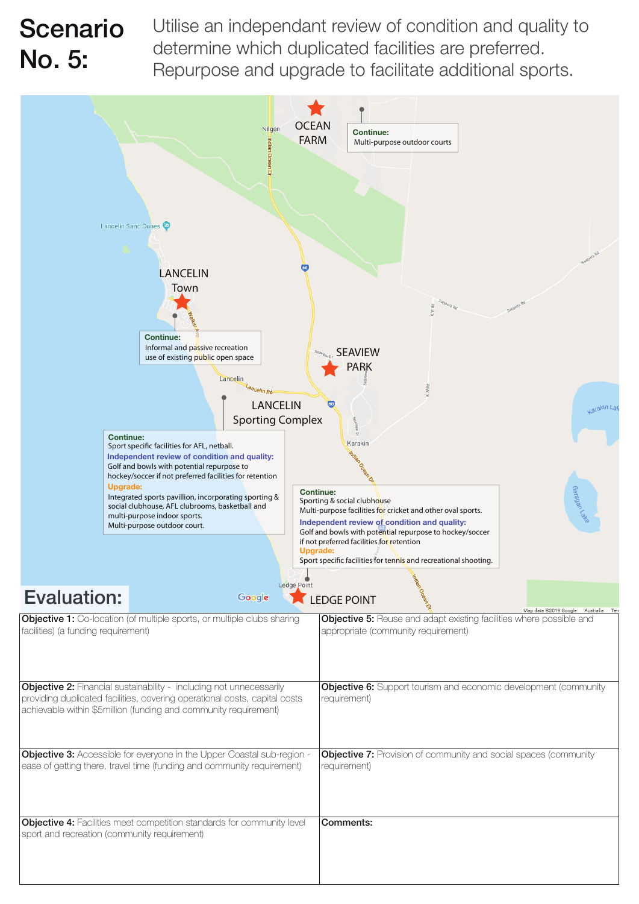# Scenario No. 5:

Utilise an independant review of condition and quality to determine which duplicated facilities are preferred. Repurpose and upgrade to facilitate additional sports.

**OCEAN FARM**

**Continue:**
Multi-purpose outdoor courts

**LANCELIN Town**

**Continue:**
Informal and passive recreation use of existing public open space

**LANCELIN Sporting Complex**

**Continue:**
Sport specific facilities for AFL, netball.

**Independent review of condition and quality:**
Golf and bowls with potential repurpose to hockey/soccer if not preferred facilities for retention

**Upgrade:**
Integrated sports pavillion, incorporating sporting & social clubhouse, AFL clubrooms, basketball and multi-purpose indoor sports.
Multi-purpose outdoor court.

**SEAVIEW PARK**

**LEDGE POINT**

**Continue:**
Sporting & social clubhouse
Multi-purpose facilities for cricket and other oval sports.

**Independent review of condition and quality:**
Golf and bowls with potential repurpose to hockey/soccer if not preferred facilities for retention

**Upgrade:**
Sport specific facilities for tennis and recreational shooting.

## Evaluation:

| | |
|---|---|
| **Objective 1:** Co-location (of multiple sports, or multiple clubs sharing facilities) (a funding requirement) | **Objective 5:** Reuse and adapt existing facilities where possible and appropriate (community requirement) |
| **Objective 2:** Financial sustainability - including not unnecessarily providing duplicated facilities, covering operational costs, capital costs achievable within $5million (funding and community requirement) | **Objective 6:** Support tourism and economic development (community requirement) |
| **Objective 3:** Accessible for everyone in the Upper Coastal sub-region - ease of getting there, travel time (funding and community requirement) | **Objective 7:** Provision of community and social spaces (community requirement) |
| **Objective 4:** Facilities meet competition standards for community level sport and recreation (community requirement) | **Comments:** |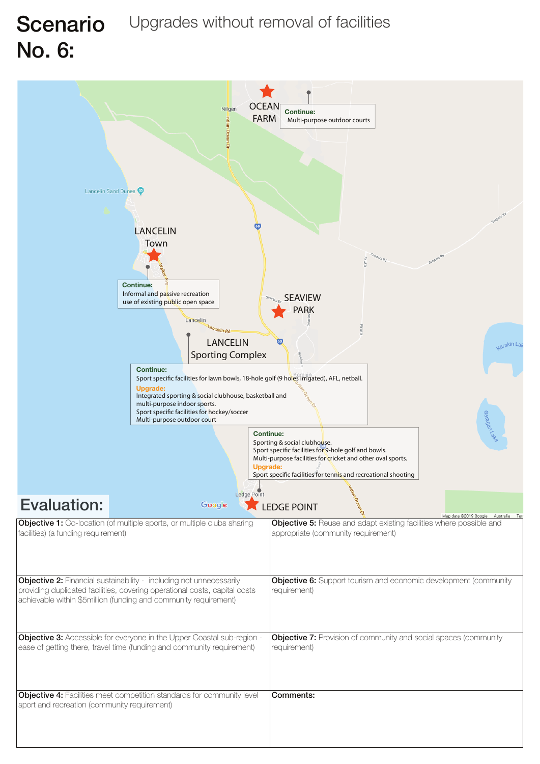# Scenario No. 6: Upgrades without removal of facilities

**OCEAN FARM**

**Continue:**
Multi-purpose outdoor courts

**LANCELIN Town**

**Continue:**
Informal and passive recreation use of existing public open space

**SEAVIEW PARK**

**LANCELIN Sporting Complex**

**Continue:**
Sport specific facilities for lawn bowls, 18-hole golf (9 holes irrigated), AFL, netball.

**Upgrade:**
Integrated sporting & social clubhouse, basketball and multi-purpose indoor sports.
Sport specific facilities for hockey/soccer
Multi-purpose outdoor court

**LEDGE POINT**

**Continue:**
Sporting & social clubhouse.
Sport specific facilities for 9-hole golf and bowls.
Multi-purpose facilities for cricket and other oval sports.

**Upgrade:**
Sport specific facilities for tennis and recreational shooting

## Evaluation:

| | |
|---|---|
| **Objective 1:** Co-location (of multiple sports, or multiple clubs sharing facilities) (a funding requirement) | **Objective 5:** Reuse and adapt existing facilities where possible and appropriate (community requirement) |
| **Objective 2:** Financial sustainability - including not unnecessarily providing duplicated facilities, covering operational costs, capital costs achievable within $5million (funding and community requirement) | **Objective 6:** Support tourism and economic development (community requirement) |
| **Objective 3:** Accessible for everyone in the Upper Coastal sub-region - ease of getting there, travel time (funding and community requirement) | **Objective 7:** Provision of community and social spaces (community requirement) |
| **Objective 4:** Facilities meet competition standards for community level sport and recreation (community requirement) | **Comments:** |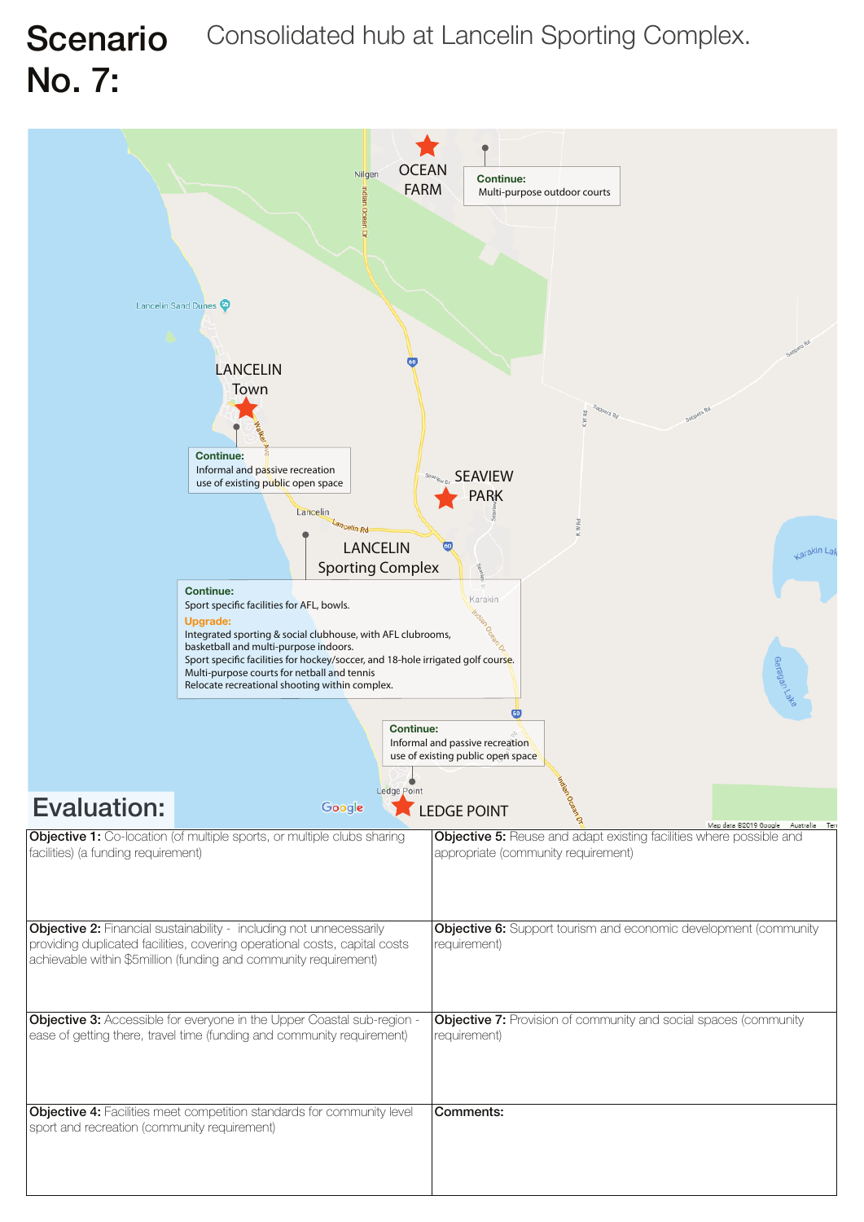# Scenario No. 7:

## Consolidated hub at Lancelin Sporting Complex.

**OCEAN FARM**

**Continue:**
Multi-purpose outdoor courts

**LANCELIN Town**

**Continue:**
Informal and passive recreation use of existing public open space

**SEAVIEW PARK**

**LANCELIN Sporting Complex**

**Continue:**
Sport specific facilities for AFL, bowls.

**Upgrade:**
Integrated sporting & social clubhouse, with AFL clubrooms, basketball and multi-purpose indoors.
Sport specific facilities for hockey/soccer, and 18-hole irrigated golf course.
Multi-purpose courts for netball and tennis
Relocate recreational shooting within complex.

**LEDGE POINT**

**Continue:**
Informal and passive recreation use of existing public open space

## Evaluation:

| | |
|---|---|
| **Objective 1:** Co-location (of multiple sports, or multiple clubs sharing facilities) (a funding requirement) | **Objective 5:** Reuse and adapt existing facilities where possible and appropriate (community requirement) |
| **Objective 2:** Financial sustainability - including not unnecessarily providing duplicated facilities, covering operational costs, capital costs achievable within $5million (funding and community requirement) | **Objective 6:** Support tourism and economic development (community requirement) |
| **Objective 3:** Accessible for everyone in the Upper Coastal sub-region - ease of getting there, travel time (funding and community requirement) | **Objective 7:** Provision of community and social spaces (community requirement) |
| **Objective 4:** Facilities meet competition standards for community level sport and recreation (community requirement) | **Comments:** |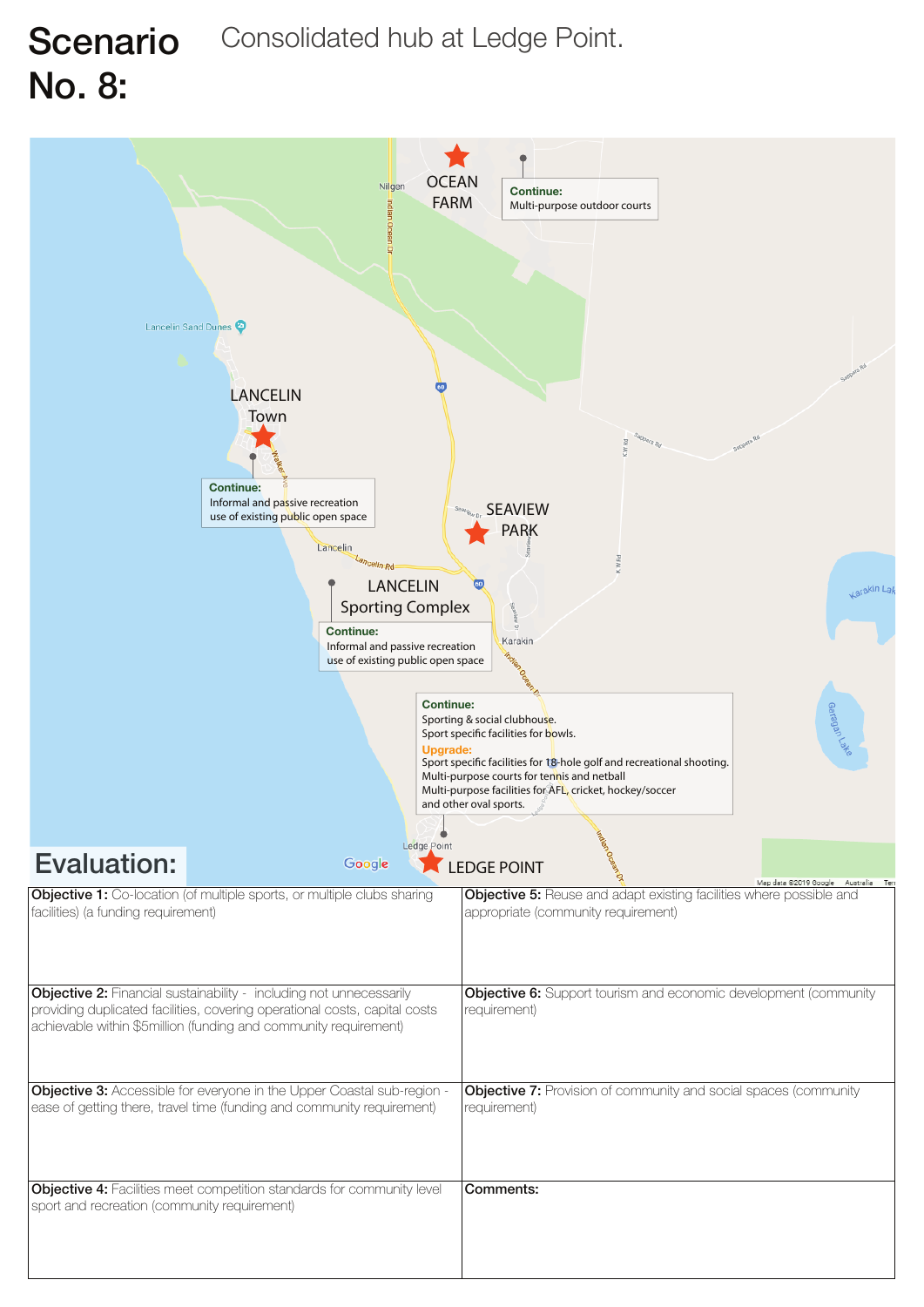# Scenario No. 8: Consolidated hub at Ledge Point.

OCEAN FARM

**Continue:**
Multi-purpose outdoor courts

LANCELIN Town

**Continue:**
Informal and passive recreation use of existing public open space

SEAVIEW PARK

LANCELIN Sporting Complex

**Continue:**
Informal and passive recreation use of existing public open space

**Continue:**
Sporting & social clubhouse.
Sport specific facilities for bowls.

**Upgrade:**
Sport specific facilities for 18-hole golf and recreational shooting.
Multi-purpose courts for tennis and netball
Multi-purpose facilities for AFL, cricket, hockey/soccer and other oval sports.

LEDGE POINT

## Evaluation:

| | |
|---|---|
| **Objective 1:** Co-location (of multiple sports, or multiple clubs sharing facilities) (a funding requirement) | **Objective 5:** Reuse and adapt existing facilities where possible and appropriate (community requirement) |
| **Objective 2:** Financial sustainability - including not unnecessarily providing duplicated facilities, covering operational costs, capital costs achievable within $5million (funding and community requirement) | **Objective 6:** Support tourism and economic development (community requirement) |
| **Objective 3:** Accessible for everyone in the Upper Coastal sub-region - ease of getting there, travel time (funding and community requirement) | **Objective 7:** Provision of community and social spaces (community requirement) |
| **Objective 4:** Facilities meet competition standards for community level sport and recreation (community requirement) | **Comments:** |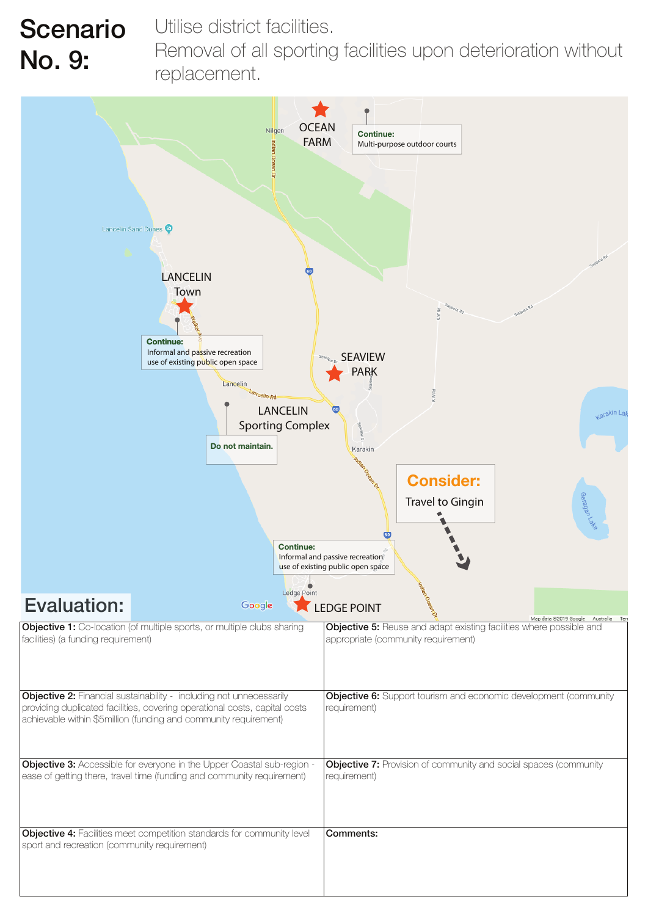# Scenario No. 9:

Utilise district facilities.
Removal of all sporting facilities upon deterioration without replacement.

OCEAN FARM — **Continue:** Multi-purpose outdoor courts

LANCELIN Town — **Continue:** Informal and passive recreation use of existing public open space

SEAVIEW PARK

LANCELIN Sporting Complex — **Do not maintain.**

**Consider:** Travel to Gingin

LEDGE POINT — **Continue:** Informal and passive recreation use of existing public open space

## Evaluation:

| | |
|---|---|
| **Objective 1:** Co-location (of multiple sports, or multiple clubs sharing facilities) (a funding requirement) | **Objective 5:** Reuse and adapt existing facilities where possible and appropriate (community requirement) |
| **Objective 2:** Financial sustainability - including not unnecessarily providing duplicated facilities, covering operational costs, capital costs achievable within $5million (funding and community requirement) | **Objective 6:** Support tourism and economic development (community requirement) |
| **Objective 3:** Accessible for everyone in the Upper Coastal sub-region - ease of getting there, travel time (funding and community requirement) | **Objective 7:** Provision of community and social spaces (community requirement) |
| **Objective 4:** Facilities meet competition standards for community level sport and recreation (community requirement) | **Comments:** |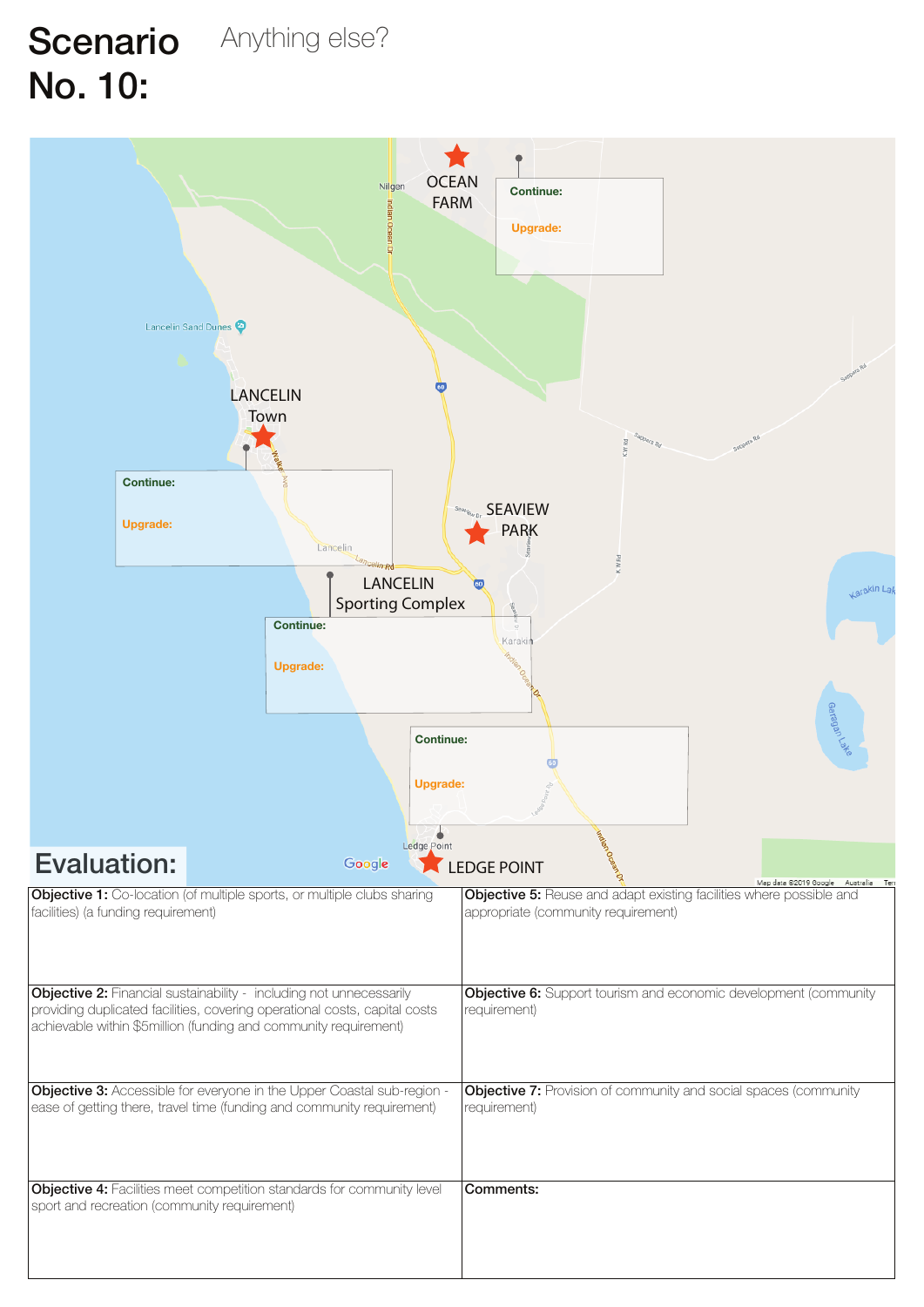# Scenario No. 10:

Anything else?

OCEAN FARM

Continue:

Upgrade:

LANCELIN Town

Continue:

Upgrade:

SEAVIEW PARK

LANCELIN Sporting Complex

Continue:

Upgrade:

Continue:

Upgrade:

LEDGE POINT

## Evaluation:

| | |
|---|---|
| **Objective 1:** Co-location (of multiple sports, or multiple clubs sharing facilities) (a funding requirement) | **Objective 5:** Reuse and adapt existing facilities where possible and appropriate (community requirement) |
| **Objective 2:** Financial sustainability - including not unnecessarily providing duplicated facilities, covering operational costs, capital costs achievable within $5million (funding and community requirement) | **Objective 6:** Support tourism and economic development (community requirement) |
| **Objective 3:** Accessible for everyone in the Upper Coastal sub-region - ease of getting there, travel time (funding and community requirement) | **Objective 7:** Provision of community and social spaces (community requirement) |
| **Objective 4:** Facilities meet competition standards for community level sport and recreation (community requirement) | **Comments:** |